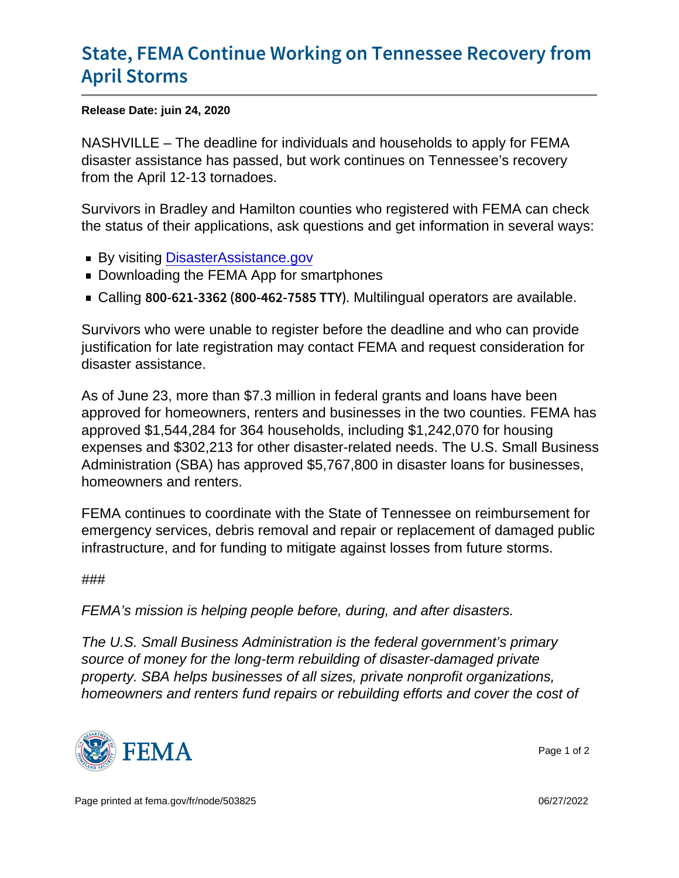# State, FEMA Continue Working on Tennessee Recovery from April Storms

**Release Date: juin 24, 2020**

NASHVILLE – The deadline for individuals and households to apply for FEMA disaster assistance has passed, but work continues on Tennessee's recovery from the April 12-13 tornadoes.

Survivors in Bradley and Hamilton counties who registered with FEMA can check the status of their applications, ask questions and get information in several ways:

- By visiting [DisasterAssistance.gov](DisasterAssistance.gov)
- Downloading the FEMA App for smartphones
- Calling 800-621-3362 (800-462-7585 TTY). Multilingual operators are available.

Survivors who were unable to register before the deadline and who can provide justification for late registration may contact FEMA and request consideration for disaster assistance.

As of June 23, more than $7.3 million in federal grants and loans have been approved for homeowners, renters and businesses in the two counties. FEMA has approved $1,544,284 for 364 households, including $1,242,070 for housing expenses and $302,213 for other disaster-related needs. The U.S. Small Business Administration (SBA) has approved $5,767,800 in disaster loans for businesses, homeowners and renters.

FEMA continues to coordinate with the State of Tennessee on reimbursement for emergency services, debris removal and repair or replacement of damaged public infrastructure, and for funding to mitigate against losses from future storms.

###

*FEMA's mission is helping people before, during, and after disasters.*

*The U.S. Small Business Administration is the federal government's primary source of money for the long-term rebuilding of disaster-damaged private property. SBA helps businesses of all sizes, private nonprofit organizations, homeowners and renters fund repairs or rebuilding efforts and cover the cost of*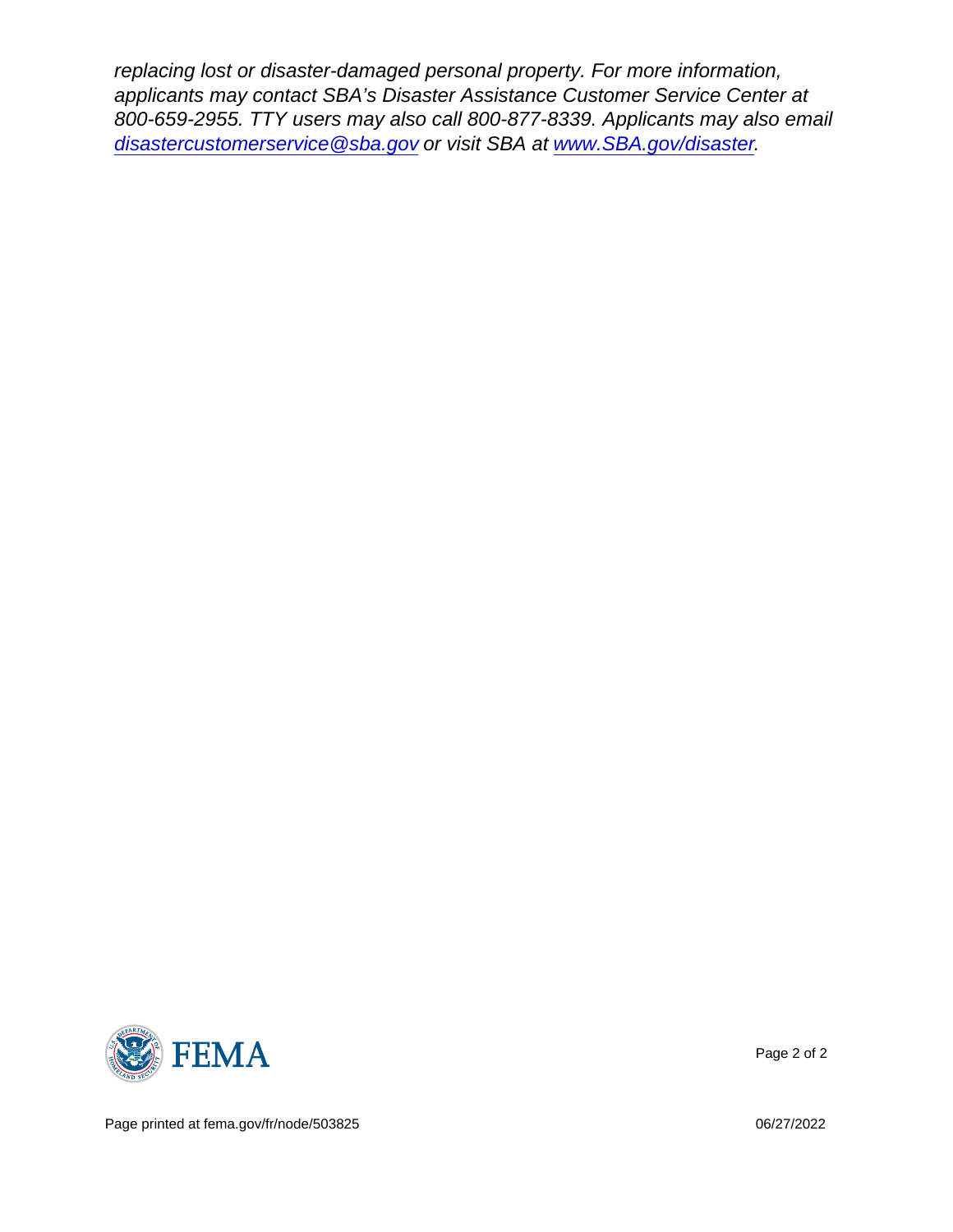*replacing lost or disaster-damaged personal property. For more information, applicants may contact SBA's Disaster Assistance Customer Service Center at 800-659-2955. TTY users may also call 800-877-8339. Applicants may also email [disastercustomerservice@sba.gov](mailto:disastercustomerservice@sba.gov) or visit SBA at [www.SBA.gov/disaster](http://www.SBA.gov/disaster).*